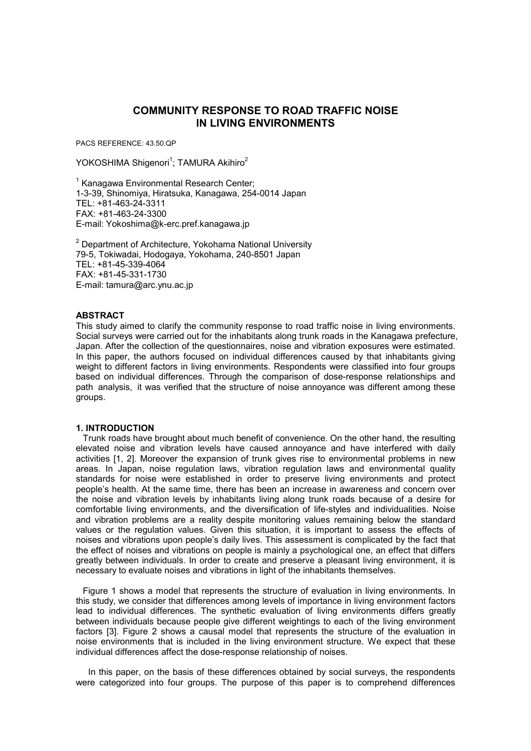# COMMUNITY RESPONSE TO ROAD TRAFFIC NOISE IN LIVING ENVIRONMENTS

PACS REFERENCE: 43.50.QP

YOKOSHIMA Shigenori[1]; TAMURA Akihiro[2]

[1] Kanagawa Environmental Research Center;
1-3-39, Shinomiya, Hiratsuka, Kanagawa, 254-0014 Japan
TEL: +81-463-24-3311
FAX: +81-463-24-3300
E-mail: Yokoshima@k-erc.pref.kanagawa.jp

[2] Department of Architecture, Yokohama National University
79-5, Tokiwadai, Hodogaya, Yokohama, 240-8501 Japan
TEL: +81-45-339-4064
FAX: +81-45-331-1730
E-mail: tamura@arc.ynu.ac.jp

## ABSTRACT

This study aimed to clarify the community response to road traffic noise in living environments. Social surveys were carried out for the inhabitants along trunk roads in the Kanagawa prefecture, Japan. After the collection of the questionnaires, noise and vibration exposures were estimated. In this paper, the authors focused on individual differences caused by that inhabitants giving weight to different factors in living environments. Respondents were classified into four groups based on individual differences. Through the comparison of dose-response relationships and path analysis, it was verified that the structure of noise annoyance was different among these groups.

## 1. INTRODUCTION

Trunk roads have brought about much benefit of convenience. On the other hand, the resulting elevated noise and vibration levels have caused annoyance and have interfered with daily activities [1, 2]. Moreover the expansion of trunk gives rise to environmental problems in new areas. In Japan, noise regulation laws, vibration regulation laws and environmental quality standards for noise were established in order to preserve living environments and protect people's health. At the same time, there has been an increase in awareness and concern over the noise and vibration levels by inhabitants living along trunk roads because of a desire for comfortable living environments, and the diversification of life-styles and individualities. Noise and vibration problems are a reality despite monitoring values remaining below the standard values or the regulation values. Given this situation, it is important to assess the effects of noises and vibrations upon people's daily lives. This assessment is complicated by the fact that the effect of noises and vibrations on people is mainly a psychological one, an effect that differs greatly between individuals. In order to create and preserve a pleasant living environment, it is necessary to evaluate noises and vibrations in light of the inhabitants themselves.

Figure 1 shows a model that represents the structure of evaluation in living environments. In this study, we consider that differences among levels of importance in living environment factors lead to individual differences. The synthetic evaluation of living environments differs greatly between individuals because people give different weightings to each of the living environment factors [3]. Figure 2 shows a causal model that represents the structure of the evaluation in noise environments that is included in the living environment structure. We expect that these individual differences affect the dose-response relationship of noises.

In this paper, on the basis of these differences obtained by social surveys, the respondents were categorized into four groups. The purpose of this paper is to comprehend differences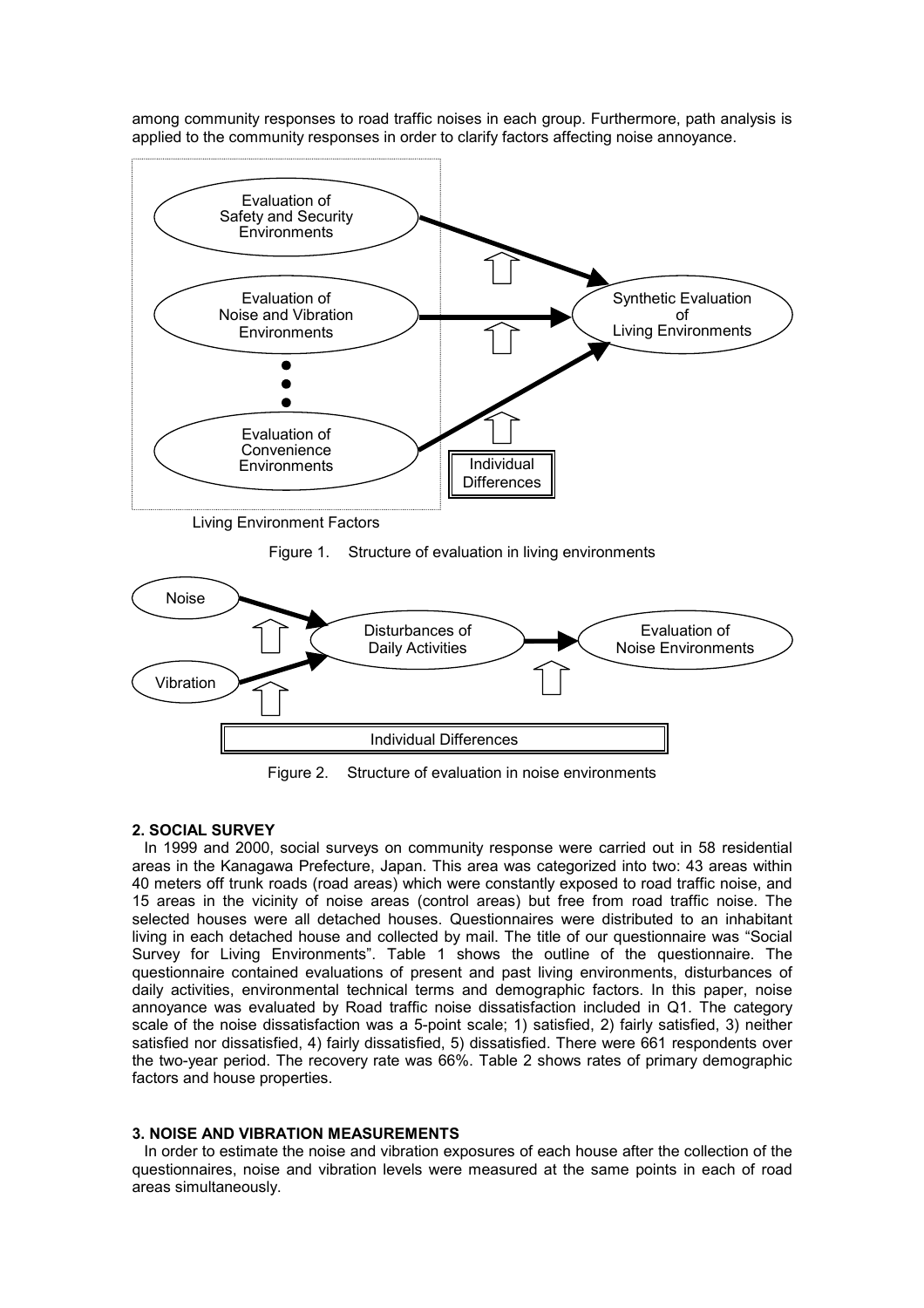among community responses to road traffic noises in each group. Furthermore, path analysis is applied to the community responses in order to clarify factors affecting noise annoyance.

Living Environment Factors

Figure 1. Structure of evaluation in living environments

Figure 2. Structure of evaluation in noise environments

## 2. SOCIAL SURVEY

In 1999 and 2000, social surveys on community response were carried out in 58 residential areas in the Kanagawa Prefecture, Japan. This area was categorized into two: 43 areas within 40 meters off trunk roads (road areas) which were constantly exposed to road traffic noise, and 15 areas in the vicinity of noise areas (control areas) but free from road traffic noise. The selected houses were all detached houses. Questionnaires were distributed to an inhabitant living in each detached house and collected by mail. The title of our questionnaire was "Social Survey for Living Environments". Table 1 shows the outline of the questionnaire. The questionnaire contained evaluations of present and past living environments, disturbances of daily activities, environmental technical terms and demographic factors. In this paper, noise annoyance was evaluated by Road traffic noise dissatisfaction included in Q1. The category scale of the noise dissatisfaction was a 5-point scale; 1) satisfied, 2) fairly satisfied, 3) neither satisfied nor dissatisfied, 4) fairly dissatisfied, 5) dissatisfied. There were 661 respondents over the two-year period. The recovery rate was 66%. Table 2 shows rates of primary demographic factors and house properties.

## 3. NOISE AND VIBRATION MEASUREMENTS

In order to estimate the noise and vibration exposures of each house after the collection of the questionnaires, noise and vibration levels were measured at the same points in each of road areas simultaneously.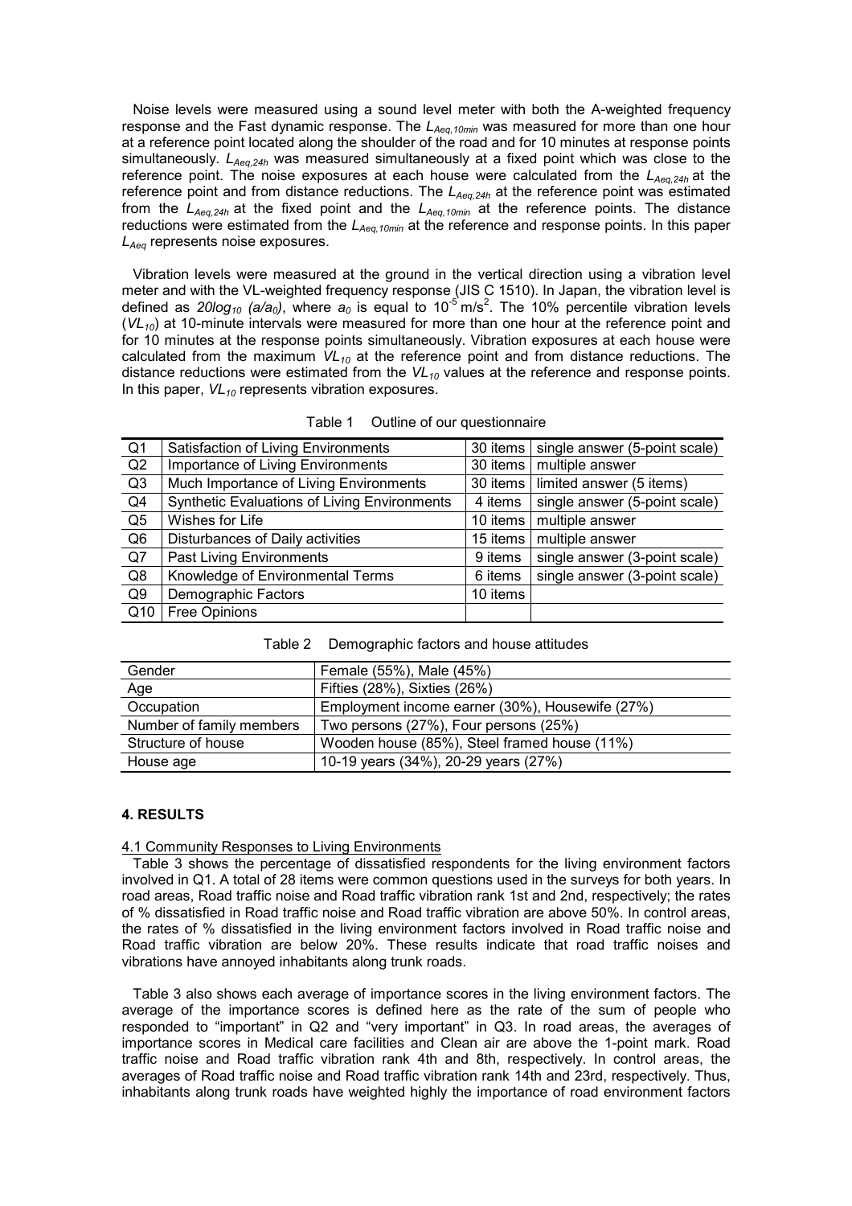Noise levels were measured using a sound level meter with both the A-weighted frequency response and the Fast dynamic response. The $L_{Aeq,10min}$ was measured for more than one hour at a reference point located along the shoulder of the road and for 10 minutes at response points simultaneously. $L_{Aeq,24h}$ was measured simultaneously at a fixed point which was close to the reference point. The noise exposures at each house were calculated from the $L_{Aeq,24h}$ at the reference point and from distance reductions. The $L_{Aeq,24h}$ at the reference point was estimated from the $L_{Aeq,24h}$ at the fixed point and the $L_{Aeq,10min}$ at the reference points. The distance reductions were estimated from the $L_{Aeq,10min}$ at the reference and response points. In this paper $L_{Aeq}$ represents noise exposures.

Vibration levels were measured at the ground in the vertical direction using a vibration level meter and with the VL-weighted frequency response (JIS C 1510). In Japan, the vibration level is defined as $20log_{10}\ (a/a_0)$, where $a_0$ is equal to $10^{-5}$ m/s$^2$. The 10% percentile vibration levels ($VL_{10}$) at 10-minute intervals were measured for more than one hour at the reference point and for 10 minutes at the response points simultaneously. Vibration exposures at each house were calculated from the maximum $VL_{10}$ at the reference point and from distance reductions. The distance reductions were estimated from the $VL_{10}$ values at the reference and response points. In this paper, $VL_{10}$ represents vibration exposures.

Table 1 Outline of our questionnaire

| | | | |
|---|---|---|---|
| Q1 | Satisfaction of Living Environments | 30 items | single answer (5-point scale) |
| Q2 | Importance of Living Environments | 30 items | multiple answer |
| Q3 | Much Importance of Living Environments | 30 items | limited answer (5 items) |
| Q4 | Synthetic Evaluations of Living Environments | 4 items | single answer (5-point scale) |
| Q5 | Wishes for Life | 10 items | multiple answer |
| Q6 | Disturbances of Daily activities | 15 items | multiple answer |
| Q7 | Past Living Environments | 9 items | single answer (3-point scale) |
| Q8 | Knowledge of Environmental Terms | 6 items | single answer (3-point scale) |
| Q9 | Demographic Factors | 10 items | |
| Q10 | Free Opinions | | |

Table 2 Demographic factors and house attitudes

| | |
|---|---|
| Gender | Female (55%), Male (45%) |
| Age | Fifties (28%), Sixties (26%) |
| Occupation | Employment income earner (30%), Housewife (27%) |
| Number of family members | Two persons (27%), Four persons (25%) |
| Structure of house | Wooden house (85%), Steel framed house (11%) |
| House age | 10-19 years (34%), 20-29 years (27%) |

## 4. RESULTS

### 4.1 Community Responses to Living Environments

Table 3 shows the percentage of dissatisfied respondents for the living environment factors involved in Q1. A total of 28 items were common questions used in the surveys for both years. In road areas, Road traffic noise and Road traffic vibration rank 1st and 2nd, respectively; the rates of % dissatisfied in Road traffic noise and Road traffic vibration are above 50%. In control areas, the rates of % dissatisfied in the living environment factors involved in Road traffic noise and Road traffic vibration are below 20%. These results indicate that road traffic noises and vibrations have annoyed inhabitants along trunk roads.

Table 3 also shows each average of importance scores in the living environment factors. The average of the importance scores is defined here as the rate of the sum of people who responded to "important" in Q2 and "very important" in Q3. In road areas, the averages of importance scores in Medical care facilities and Clean air are above the 1-point mark. Road traffic noise and Road traffic vibration rank 4th and 8th, respectively. In control areas, the averages of Road traffic noise and Road traffic vibration rank 14th and 23rd, respectively. Thus, inhabitants along trunk roads have weighted highly the importance of road environment factors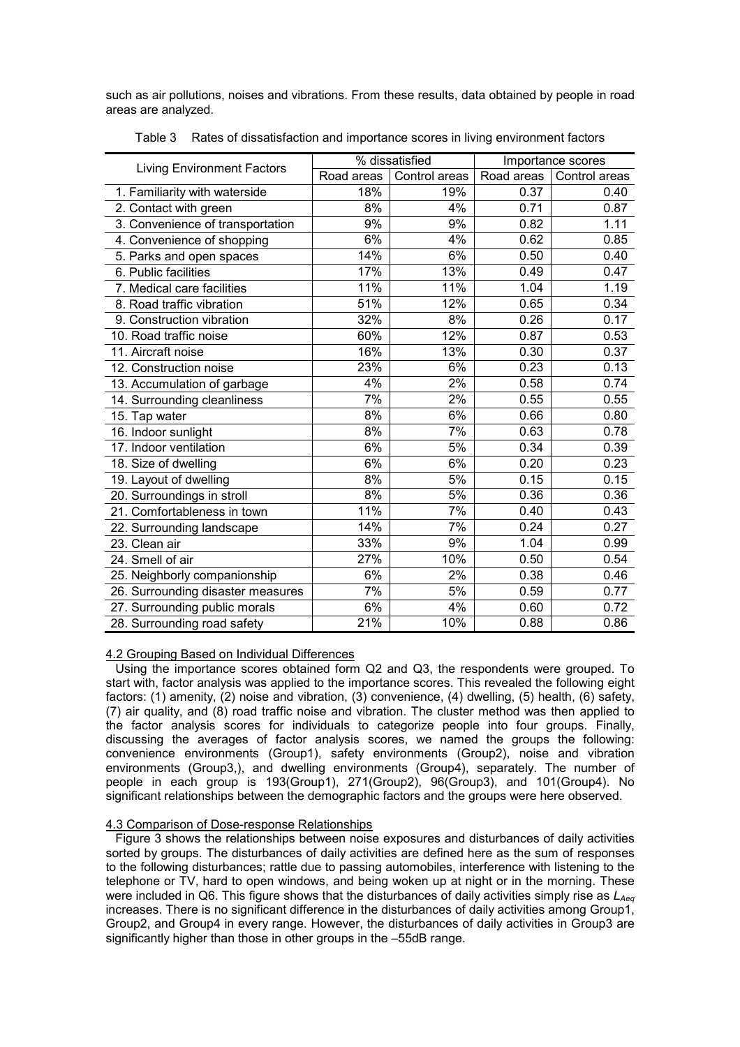such as air pollutions, noises and vibrations. From these results, data obtained by people in road areas are analyzed.

Table 3 Rates of dissatisfaction and importance scores in living environment factors

| Living Environment Factors | % dissatisfied | | Importance scores | |
|---|---|---|---|---|
| | Road areas | Control areas | Road areas | Control areas |
| 1. Familiarity with waterside | 18% | 19% | 0.37 | 0.40 |
| 2. Contact with green | 8% | 4% | 0.71 | 0.87 |
| 3. Convenience of transportation | 9% | 9% | 0.82 | 1.11 |
| 4. Convenience of shopping | 6% | 4% | 0.62 | 0.85 |
| 5. Parks and open spaces | 14% | 6% | 0.50 | 0.40 |
| 6. Public facilities | 17% | 13% | 0.49 | 0.47 |
| 7. Medical care facilities | 11% | 11% | 1.04 | 1.19 |
| 8. Road traffic vibration | 51% | 12% | 0.65 | 0.34 |
| 9. Construction vibration | 32% | 8% | 0.26 | 0.17 |
| 10. Road traffic noise | 60% | 12% | 0.87 | 0.53 |
| 11. Aircraft noise | 16% | 13% | 0.30 | 0.37 |
| 12. Construction noise | 23% | 6% | 0.23 | 0.13 |
| 13. Accumulation of garbage | 4% | 2% | 0.58 | 0.74 |
| 14. Surrounding cleanliness | 7% | 2% | 0.55 | 0.55 |
| 15. Tap water | 8% | 6% | 0.66 | 0.80 |
| 16. Indoor sunlight | 8% | 7% | 0.63 | 0.78 |
| 17. Indoor ventilation | 6% | 5% | 0.34 | 0.39 |
| 18. Size of dwelling | 6% | 6% | 0.20 | 0.23 |
| 19. Layout of dwelling | 8% | 5% | 0.15 | 0.15 |
| 20. Surroundings in stroll | 8% | 5% | 0.36 | 0.36 |
| 21. Comfortableness in town | 11% | 7% | 0.40 | 0.43 |
| 22. Surrounding landscape | 14% | 7% | 0.24 | 0.27 |
| 23. Clean air | 33% | 9% | 1.04 | 0.99 |
| 24. Smell of air | 27% | 10% | 0.50 | 0.54 |
| 25. Neighborly companionship | 6% | 2% | 0.38 | 0.46 |
| 26. Surrounding disaster measures | 7% | 5% | 0.59 | 0.77 |
| 27. Surrounding public morals | 6% | 4% | 0.60 | 0.72 |
| 28. Surrounding road safety | 21% | 10% | 0.88 | 0.86 |

### 4.2 Grouping Based on Individual Differences

Using the importance scores obtained form Q2 and Q3, the respondents were grouped. To start with, factor analysis was applied to the importance scores. This revealed the following eight factors: (1) amenity, (2) noise and vibration, (3) convenience, (4) dwelling, (5) health, (6) safety, (7) air quality, and (8) road traffic noise and vibration. The cluster method was then applied to the factor analysis scores for individuals to categorize people into four groups. Finally, discussing the averages of factor analysis scores, we named the groups the following: convenience environments (Group1), safety environments (Group2), noise and vibration environments (Group3,), and dwelling environments (Group4), separately. The number of people in each group is 193(Group1), 271(Group2), 96(Group3), and 101(Group4). No significant relationships between the demographic factors and the groups were here observed.

### 4.3 Comparison of Dose-response Relationships

Figure 3 shows the relationships between noise exposures and disturbances of daily activities sorted by groups. The disturbances of daily activities are defined here as the sum of responses to the following disturbances; rattle due to passing automobiles, interference with listening to the telephone or TV, hard to open windows, and being woken up at night or in the morning. These were included in Q6. This figure shows that the disturbances of daily activities simply rise as $L_{Aeq}$ increases. There is no significant difference in the disturbances of daily activities among Group1, Group2, and Group4 in every range. However, the disturbances of daily activities in Group3 are significantly higher than those in other groups in the –55dB range.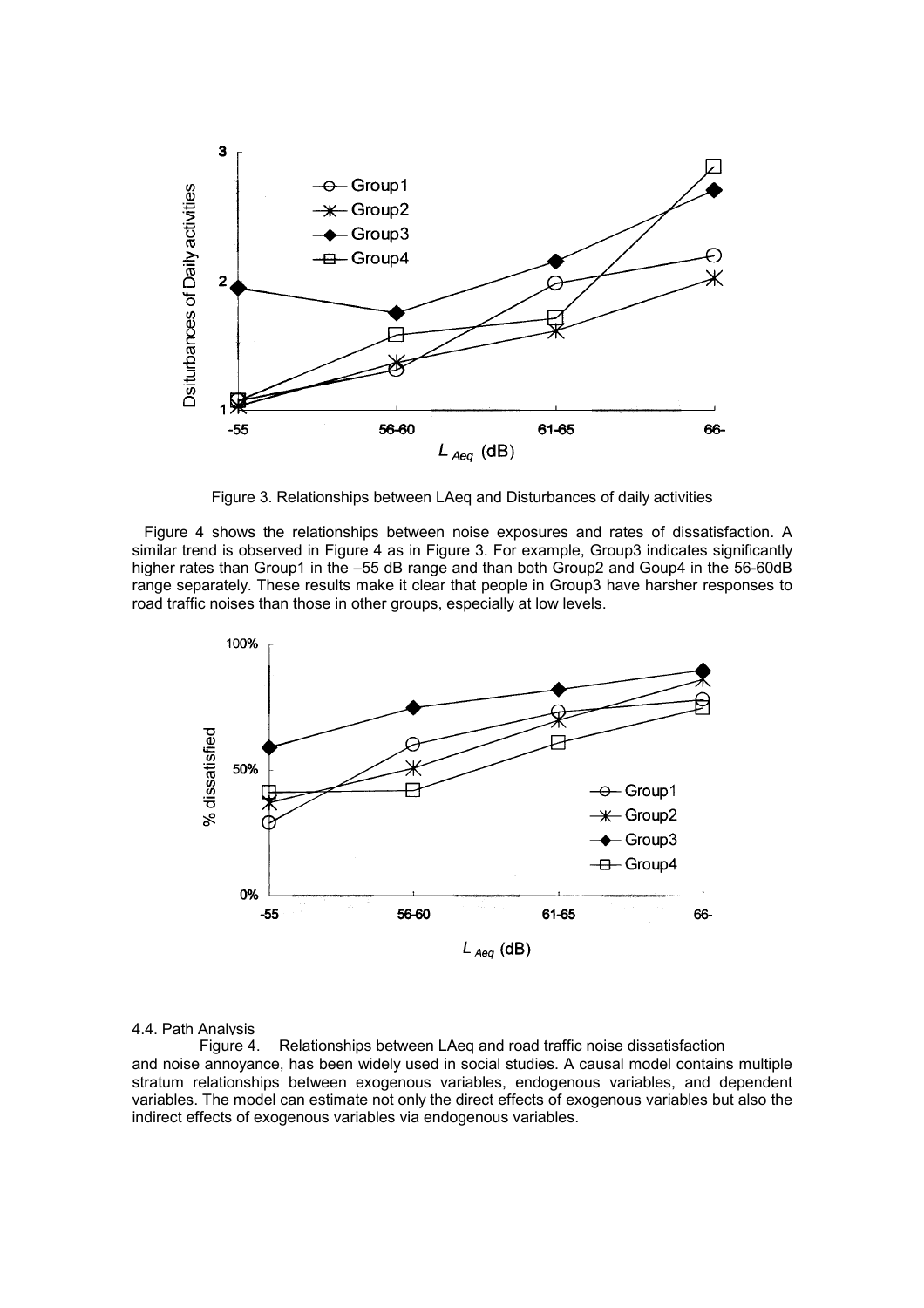Figure 3. Relationships between LAeq and Disturbances of daily activities

Figure 4 shows the relationships between noise exposures and rates of dissatisfaction. A similar trend is observed in Figure 4 as in Figure 3. For example, Group3 indicates significantly higher rates than Group1 in the –55 dB range and than both Group2 and Goup4 in the 56-60dB range separately. These results make it clear that people in Group3 have harsher responses to road traffic noises than those in other groups, especially at low levels.

Figure 4. Relationships between LAeq and road traffic noise dissatisfaction

### 4.4. Path Analysis

and noise annoyance, has been widely used in social studies. A causal model contains multiple stratum relationships between exogenous variables, endogenous variables, and dependent variables. The model can estimate not only the direct effects of exogenous variables but also the indirect effects of exogenous variables via endogenous variables.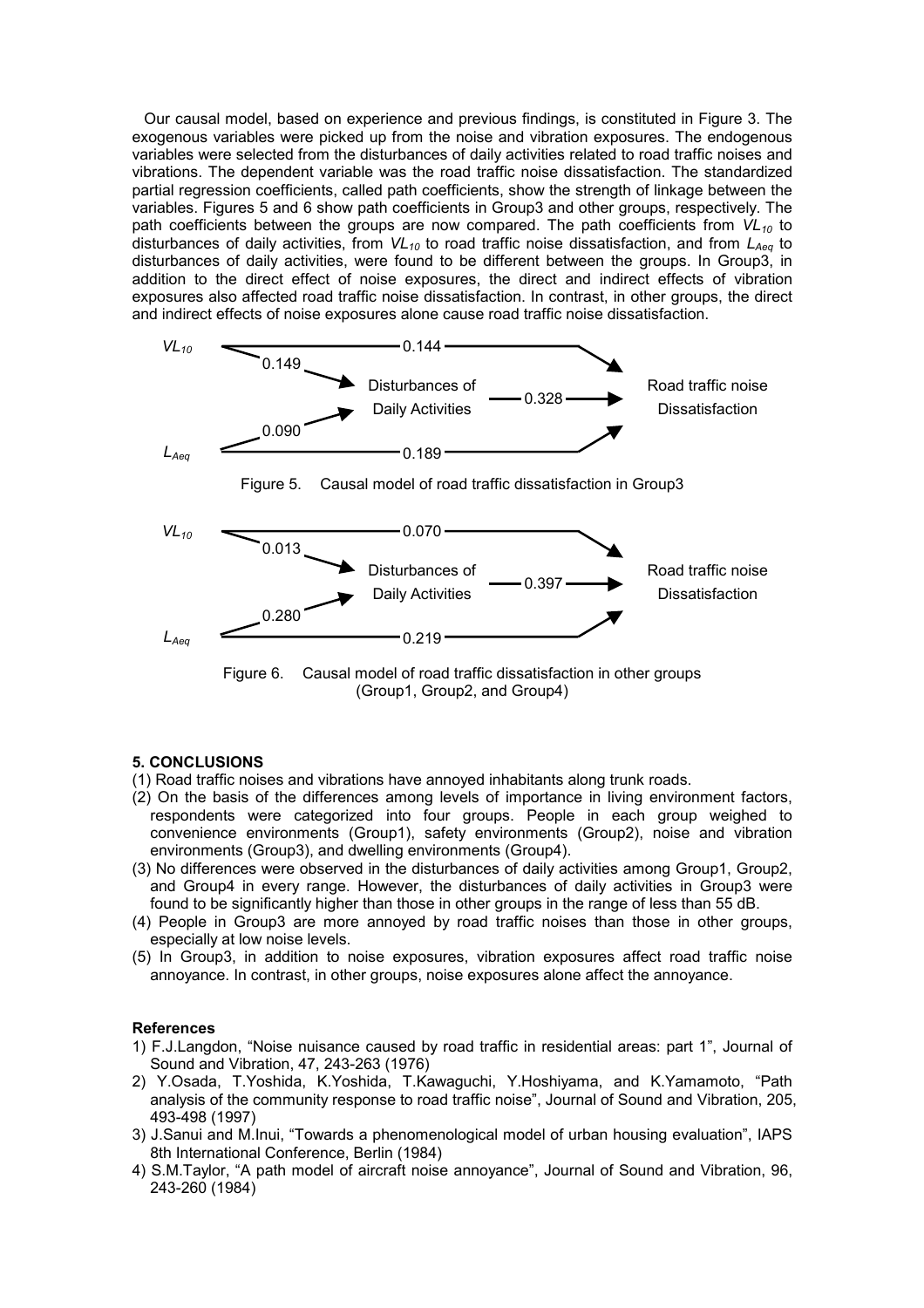Our causal model, based on experience and previous findings, is constituted in Figure 3. The exogenous variables were picked up from the noise and vibration exposures. The endogenous variables were selected from the disturbances of daily activities related to road traffic noises and vibrations. The dependent variable was the road traffic noise dissatisfaction. The standardized partial regression coefficients, called path coefficients, show the strength of linkage between the variables. Figures 5 and 6 show path coefficients in Group3 and other groups, respectively. The path coefficients between the groups are now compared. The path coefficients from $VL_{10}$ to disturbances of daily activities, from $VL_{10}$ to road traffic noise dissatisfaction, and from $L_{Aeq}$ to disturbances of daily activities, were found to be different between the groups. In Group3, in addition to the direct effect of noise exposures, the direct and indirect effects of vibration exposures also affected road traffic noise dissatisfaction. In contrast, in other groups, the direct and indirect effects of noise exposures alone cause road traffic noise dissatisfaction.

$VL_{10}$
0.144
0.149
Disturbances of Daily Activities
0.328
Road traffic noise Dissatisfaction
0.090
$L_{Aeq}$
0.189

Figure 5. Causal model of road traffic dissatisfaction in Group3

$VL_{10}$
0.070
0.013
Disturbances of Daily Activities
0.397
Road traffic noise Dissatisfaction
0.280
$L_{Aeq}$
0.219

Figure 6. Causal model of road traffic dissatisfaction in other groups (Group1, Group2, and Group4)

**5. CONCLUSIONS**

(1) Road traffic noises and vibrations have annoyed inhabitants along trunk roads.
(2) On the basis of the differences among levels of importance in living environment factors, respondents were categorized into four groups. People in each group weighed to convenience environments (Group1), safety environments (Group2), noise and vibration environments (Group3), and dwelling environments (Group4).
(3) No differences were observed in the disturbances of daily activities among Group1, Group2, and Group4 in every range. However, the disturbances of daily activities in Group3 were found to be significantly higher than those in other groups in the range of less than 55 dB.
(4) People in Group3 are more annoyed by road traffic noises than those in other groups, especially at low noise levels.
(5) In Group3, in addition to noise exposures, vibration exposures affect road traffic noise annoyance. In contrast, in other groups, noise exposures alone affect the annoyance.

**References**

1) F.J.Langdon, "Noise nuisance caused by road traffic in residential areas: part 1", Journal of Sound and Vibration, 47, 243-263 (1976)
2) Y.Osada, T.Yoshida, K.Yoshida, T.Kawaguchi, Y.Hoshiyama, and K.Yamamoto, "Path analysis of the community response to road traffic noise", Journal of Sound and Vibration, 205, 493-498 (1997)
3) J.Sanui and M.Inui, "Towards a phenomenological model of urban housing evaluation", IAPS 8th International Conference, Berlin (1984)
4) S.M.Taylor, "A path model of aircraft noise annoyance", Journal of Sound and Vibration, 96, 243-260 (1984)